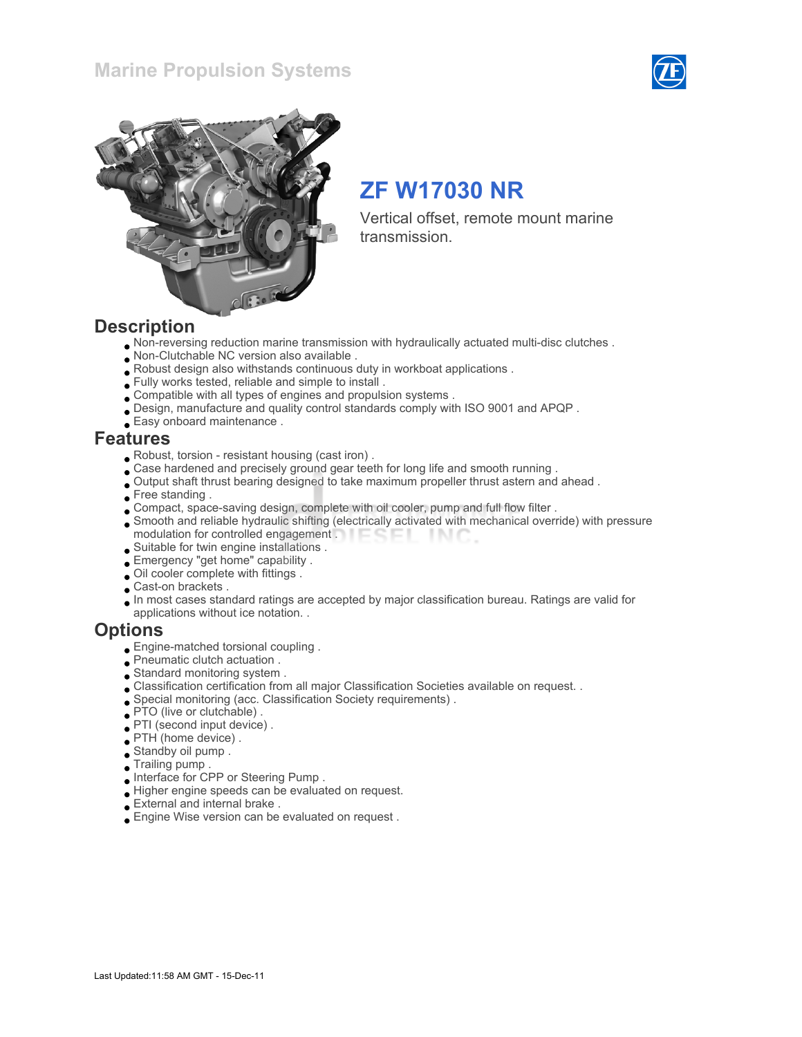# Marine Propulsion Systems

## ZF W17030 NR

Vertical offset, remote mount marine transmission.

## Description

- Non-reversing reduction marine transmission with hydraulically actuated multi-disc clutches .
- Non-Clutchable NC version also available .
- Robust design also withstands continuous duty in workboat applications .
- Fully works tested, reliable and simple to install .
- Compatible with all types of engines and propulsion systems .
- Design, manufacture and quality control standards comply with ISO 9001 and APQP .
- Easy onboard maintenance .

## Features

- Robust, torsion - resistant housing (cast iron) .
- Case hardened and precisely ground gear teeth for long life and smooth running .
- Output shaft thrust bearing designed to take maximum propeller thrust astern and ahead .
- Free standing .
- Compact, space-saving design, complete with oil cooler, pump and full flow filter .
- Smooth and reliable hydraulic shifting (electrically activated with mechanical override) with pressure modulation for controlled engagement .
- Suitable for twin engine installations .
- Emergency "get home" capability .
- Oil cooler complete with fittings .
- Cast-on brackets .
- In most cases standard ratings are accepted by major classification bureau. Ratings are valid for applications without ice notation. .

## Options

- Engine-matched torsional coupling .
- Pneumatic clutch actuation .
- Standard monitoring system .
- Classification certification from all major Classification Societies available on request. .
- Special monitoring (acc. Classification Society requirements) .
- PTO (live or clutchable) .
- PTI (second input device) .
- PTH (home device) .
- Standby oil pump .
- Trailing pump .
- Interface for CPP or Steering Pump .
- Higher engine speeds can be evaluated on request.
- External and internal brake .
- Engine Wise version can be evaluated on request .

Last Updated:11:58 AM GMT - 15-Dec-11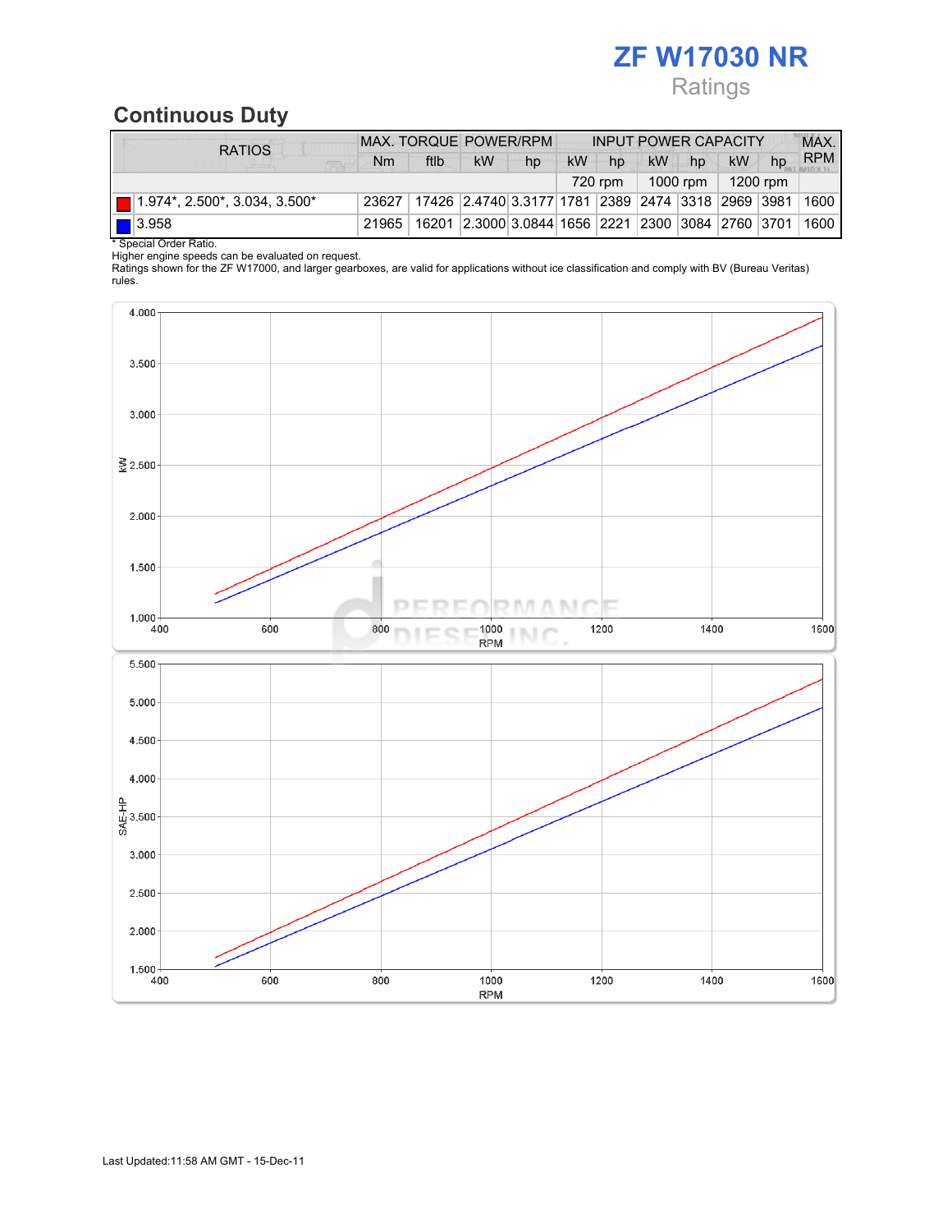# ZF W17030 NR

Ratings

## Continuous Duty

| RATIOS | MAX. TORQUE | | POWER/RPM | | INPUT POWER CAPACITY | | | | | | MAX. RPM |
|---|---|---|---|---|---|---|---|---|---|---|---|
| | Nm | ftlb | kW | hp | kW | hp | kW | hp | kW | hp | |
| | | | | | 720 rpm | | 1000 rpm | | 1200 rpm | | |
| 1.974*, 2.500*, 3.034, 3.500* | 23627 | 17426 | 2.4740 | 3.3177 | 1781 | 2389 | 2474 | 3318 | 2969 | 3981 | 1600 |
| 3.958 | 21965 | 16201 | 2.3000 | 3.0844 | 1656 | 2221 | 2300 | 3084 | 2760 | 3701 | 1600 |

* Special Order Ratio.

Higher engine speeds can be evaluated on request.

Ratings shown for the ZF W17000, and larger gearboxes, are valid for applications without ice classification and comply with BV (Bureau Veritas) rules.

Last Updated:11:58 AM GMT - 15-Dec-11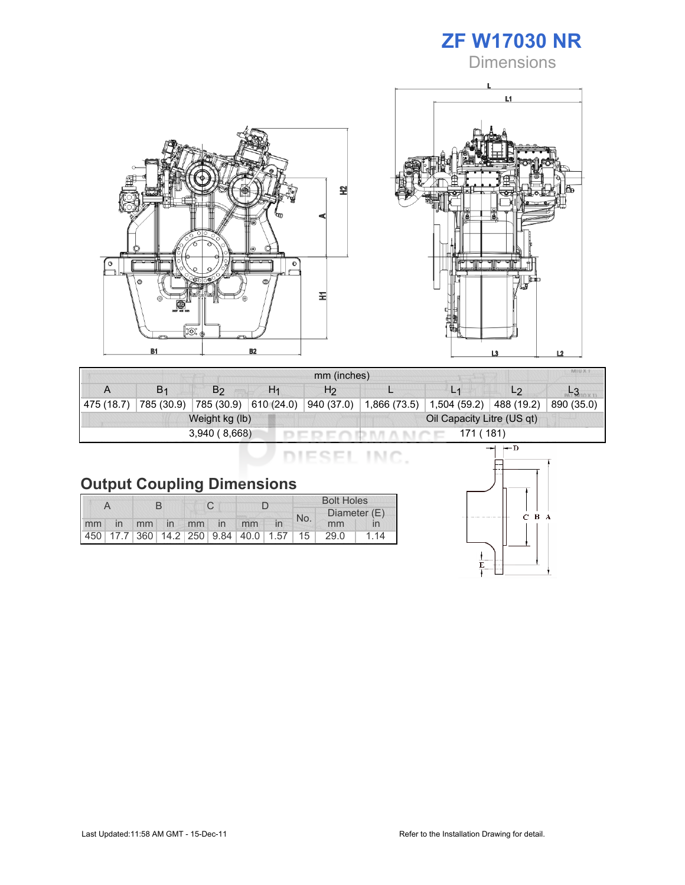# ZF W17030 NR

## Dimensions

| mm (inches) | | | | | | | | |
|---|---|---|---|---|---|---|---|---|
| A | $B_1$ | $B_2$ | $H_1$ | $H_2$ | L | $L_1$ | $L_2$ | $L_3$ |
| 475 (18.7) | 785 (30.9) | 785 (30.9) | 610 (24.0) | 940 (37.0) | 1,866 (73.5) | 1,504 (59.2) | 488 (19.2) | 890 (35.0) |

| Weight kg (lb) | Oil Capacity Litre (US qt) |
|---|---|
| 3,940 ( 8,668) | 171 ( 181) |

## Output Coupling Dimensions

| A | | B | | C | | D | | Bolt Holes | | |
|---|---|---|---|---|---|---|---|---|---|---|
| | | | | | | | | No. | Diameter (E) | |
| mm | in | mm | in | mm | in | mm | in | | mm | in |
| 450 | 17.7 | 360 | 14.2 | 250 | 9.84 | 40.0 | 1.57 | 15 | 29.0 | 1.14 |

Last Updated:11:58 AM GMT - 15-Dec-11

Refer to the Installation Drawing for detail.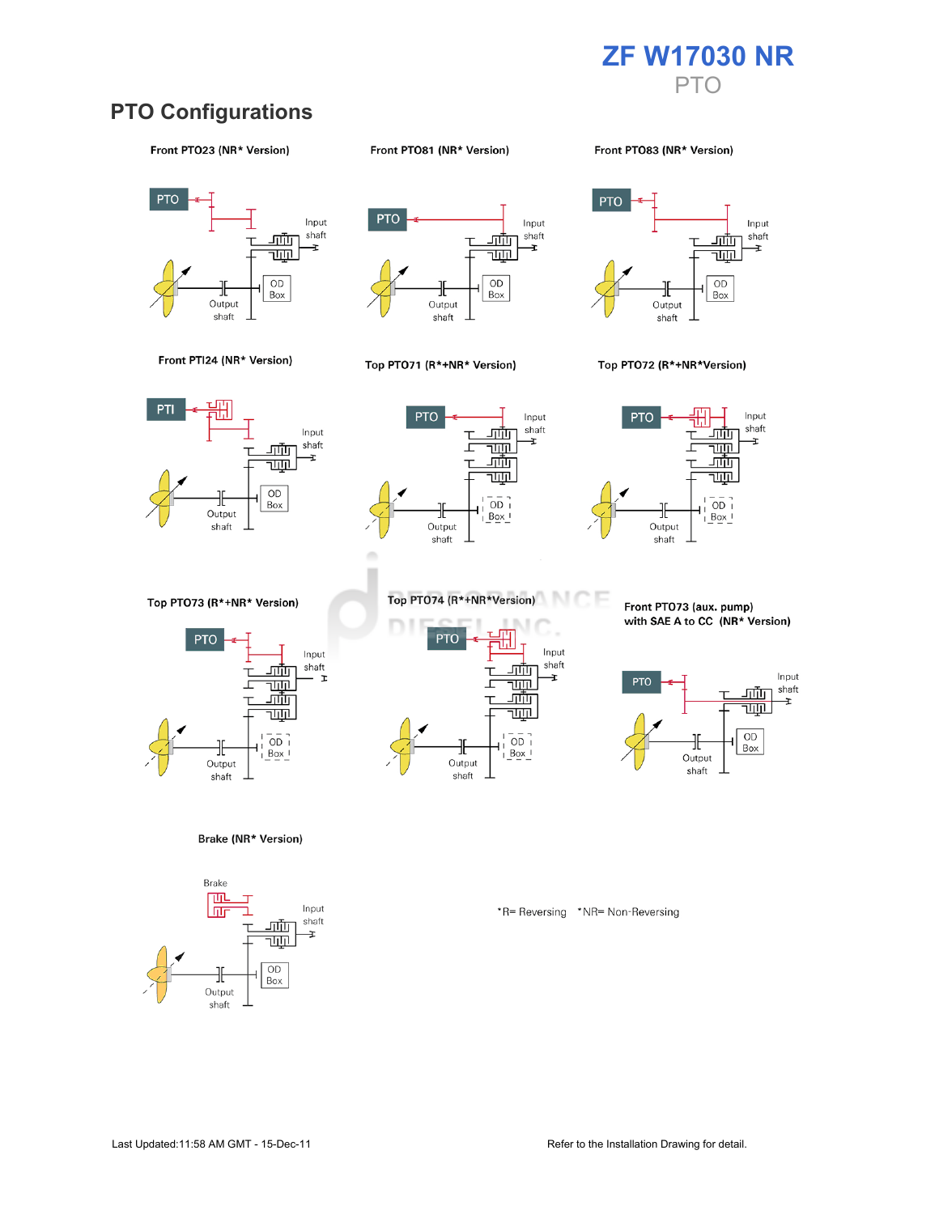# ZF W17030 NR

PTO

## PTO Configurations

**Front PTO23 (NR* Version)**

PTO

Input shaft

OD Box

Output shaft

**Front PTO81 (NR* Version)**

PTO

Input shaft

OD Box

Output shaft

**Front PTO83 (NR* Version)**

PTO

Input shaft

OD Box

Output shaft

**Front PTI24 (NR* Version)**

PTI

Input shaft

OD Box

Output shaft

**Top PTO71 (R*+NR* Version)**

PTO

Input shaft

OD Box

Output shaft

**Top PTO72 (R*+NR*Version)**

PTO

Input shaft

OD Box

Output shaft

**Top PTO73 (R*+NR* Version)**

PTO

Input shaft

OD Box

Output shaft

**Top PTO74 (R*+NR*Version)**

PTO

Input shaft

OD Box

Output shaft

**Front PTO73 (aux. pump) with SAE A to CC (NR* Version)**

PTO

Input shaft

OD Box

Output shaft

**Brake (NR* Version)**

Brake

Input shaft

OD Box

Output shaft

*R= Reversing *NR= Non-Reversing

Last Updated:11:58 AM GMT - 15-Dec-11

Refer to the Installation Drawing for detail.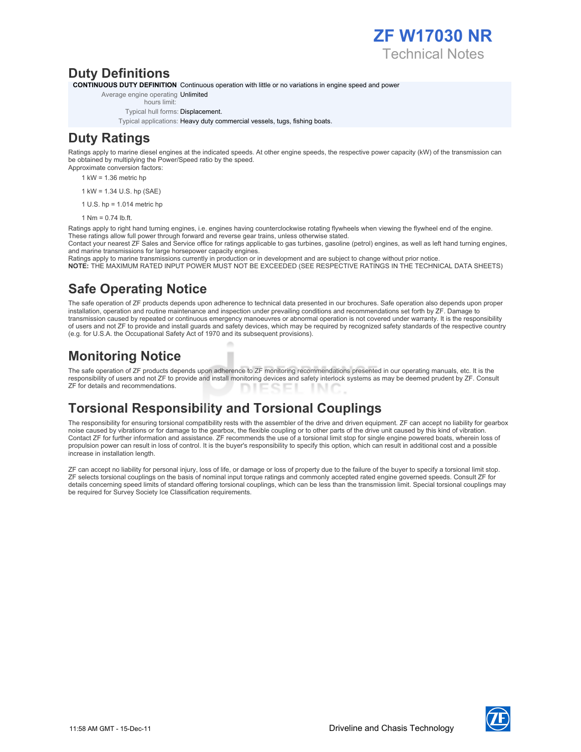# ZF W17030 NR

Technical Notes

## Duty Definitions

| | |
|---|---|
| **CONTINUOUS DUTY DEFINITION** | Continuous operation with little or no variations in engine speed and power |
| Average engine operating hours limit: | Unlimited |
| Typical hull forms: | Displacement. |
| Typical applications: | Heavy duty commercial vessels, tugs, fishing boats. |

## Duty Ratings

Ratings apply to marine diesel engines at the indicated speeds. At other engine speeds, the respective power capacity (kW) of the transmission can be obtained by multiplying the Power/Speed ratio by the speed.
Approximate conversion factors:

1 kW = 1.36 metric hp

1 kW = 1.34 U.S. hp (SAE)

1 U.S. hp = 1.014 metric hp

1 Nm = 0.74 lb.ft.

Ratings apply to right hand turning engines, i.e. engines having counterclockwise rotating flywheels when viewing the flywheel end of the engine. These ratings allow full power through forward and reverse gear trains, unless otherwise stated.
Contact your nearest ZF Sales and Service office for ratings applicable to gas turbines, gasoline (petrol) engines, as well as left hand turning engines, and marine transmissions for large horsepower capacity engines.
Ratings apply to marine transmissions currently in production or in development and are subject to change without prior notice.
**NOTE:** THE MAXIMUM RATED INPUT POWER MUST NOT BE EXCEEDED (SEE RESPECTIVE RATINGS IN THE TECHNICAL DATA SHEETS)

## Safe Operating Notice

The safe operation of ZF products depends upon adherence to technical data presented in our brochures. Safe operation also depends upon proper installation, operation and routine maintenance and inspection under prevailing conditions and recommendations set forth by ZF. Damage to transmission caused by repeated or continuous emergency manoeuvres or abnormal operation is not covered under warranty. It is the responsibility of users and not ZF to provide and install guards and safety devices, which may be required by recognized safety standards of the respective country (e.g. for U.S.A. the Occupational Safety Act of 1970 and its subsequent provisions).

## Monitoring Notice

The safe operation of ZF products depends upon adherence to ZF monitoring recommendations presented in our operating manuals, etc. It is the responsibility of users and not ZF to provide and install monitoring devices and safety interlock systems as may be deemed prudent by ZF. Consult ZF for details and recommendations.

## Torsional Responsibility and Torsional Couplings

The responsibility for ensuring torsional compatibility rests with the assembler of the drive and driven equipment. ZF can accept no liability for gearbox noise caused by vibrations or for damage to the gearbox, the flexible coupling or to other parts of the drive unit caused by this kind of vibration. Contact ZF for further information and assistance. ZF recommends the use of a torsional limit stop for single engine powered boats, wherein loss of propulsion power can result in loss of control. It is the buyer's responsibility to specify this option, which can result in additional cost and a possible increase in installation length.

ZF can accept no liability for personal injury, loss of life, or damage or loss of property due to the failure of the buyer to specify a torsional limit stop. ZF selects torsional couplings on the basis of nominal input torque ratings and commonly accepted rated engine governed speeds. Consult ZF for details concerning speed limits of standard offering torsional couplings, which can be less than the transmission limit. Special torsional couplings may be required for Survey Society Ice Classification requirements.